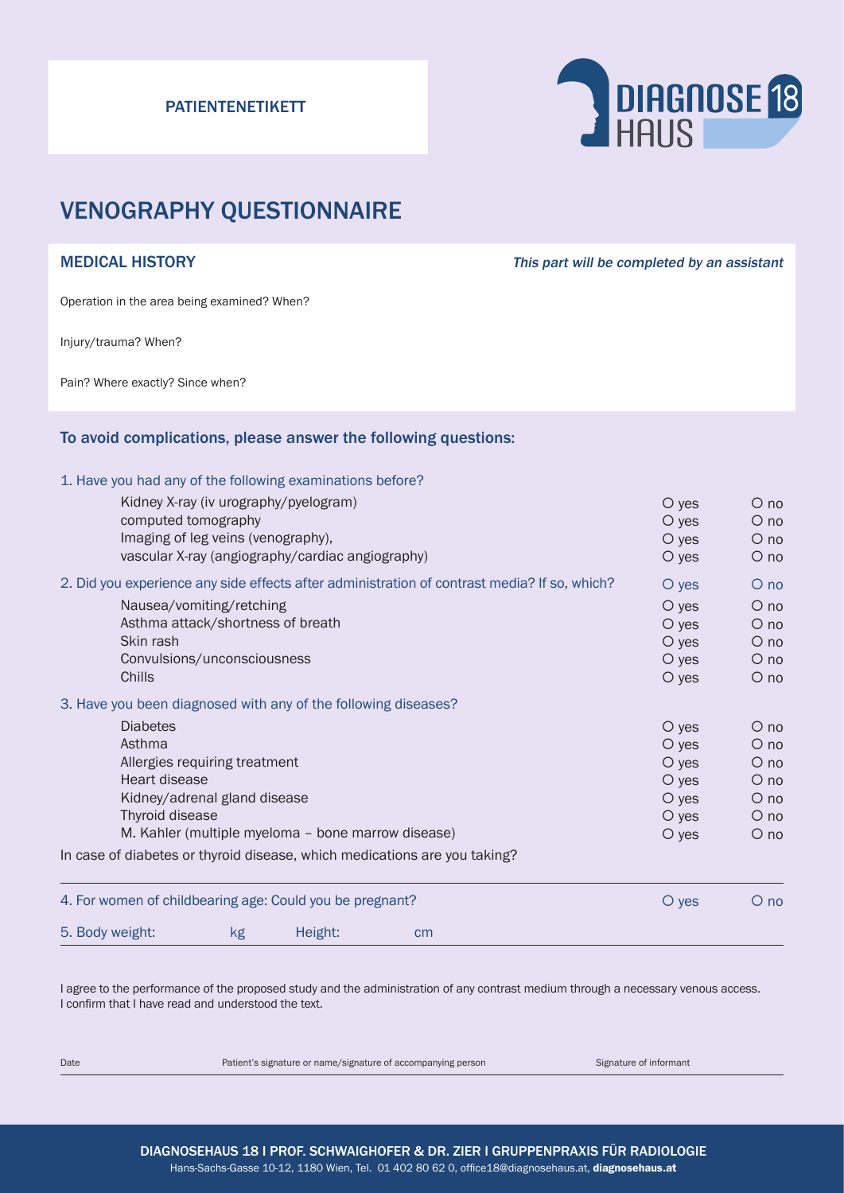PATIENTENETIKETT

DIAGNOSE 18 HAUS

# VENOGRAPHY QUESTIONNAIRE

## MEDICAL HISTORY

*This part will be completed by an assistant*

Operation in the area being examined? When?

Injury/trauma? When?

Pain? Where exactly? Since when?

## To avoid complications, please answer the following questions:

**1. Have you had any of the following examinations before?**

| | | |
|---|---|---|
| Kidney X-ray (iv urography/pyelogram) | O yes | O no |
| computed tomography | O yes | O no |
| Imaging of leg veins (venography), | O yes | O no |
| vascular X-ray (angiography/cardiac angiography) | O yes | O no |

**2. Did you experience any side effects after administration of contrast media? If so, which?** O yes O no

| | | |
|---|---|---|
| Nausea/vomiting/retching | O yes | O no |
| Asthma attack/shortness of breath | O yes | O no |
| Skin rash | O yes | O no |
| Convulsions/unconsciousness | O yes | O no |
| Chills | O yes | O no |

**3. Have you been diagnosed with any of the following diseases?**

| | | |
|---|---|---|
| Diabetes | O yes | O no |
| Asthma | O yes | O no |
| Allergies requiring treatment | O yes | O no |
| Heart disease | O yes | O no |
| Kidney/adrenal gland disease | O yes | O no |
| Thyroid disease | O yes | O no |
| M. Kahler (multiple myeloma – bone marrow disease) | O yes | O no |

In case of diabetes or thyroid disease, which medications are you taking?

**4. For women of childbearing age: Could you be pregnant?** O yes O no

**5. Body weight:** kg **Height:** cm

I agree to the performance of the proposed study and the administration of any contrast medium through a necessary venous access.
I confirm that I have read and understood the text.

Date | Patient's signature or name/signature of accompanying person | Signature of informant

DIAGNOSEHAUS 18 I PROF. SCHWAIGHOFER & DR. ZIER I GRUPPENPRAXIS FÜR RADIOLOGIE
Hans-Sachs-Gasse 10-12, 1180 Wien, Tel. 01 402 80 62 0, office18@diagnosehaus.at, **diagnosehaus.at**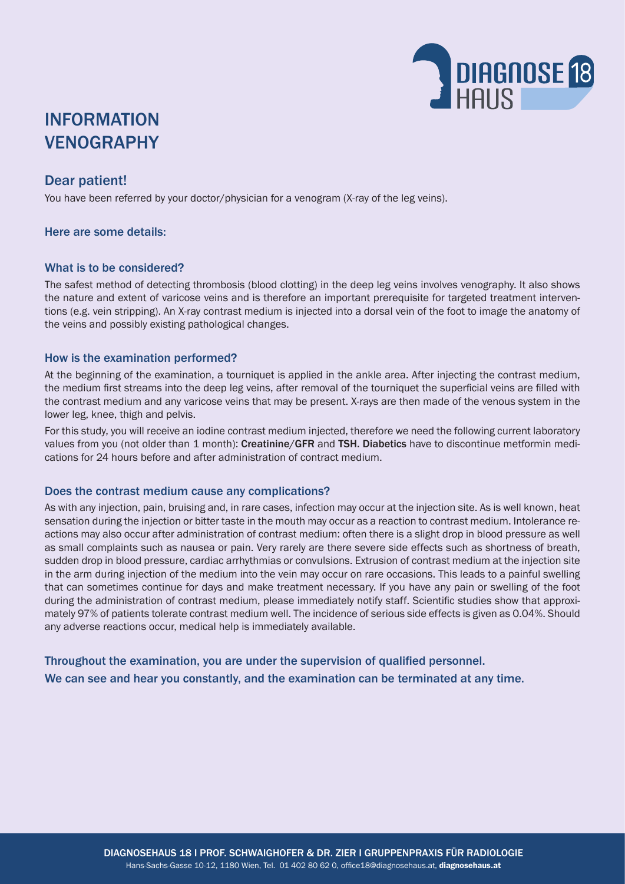# INFORMATION VENOGRAPHY

## Dear patient!

You have been referred by your doctor/physician for a venogram (X-ray of the leg veins).

### Here are some details:

### What is to be considered?

The safest method of detecting thrombosis (blood clotting) in the deep leg veins involves venography. It also shows the nature and extent of varicose veins and is therefore an important prerequisite for targeted treatment interventions (e.g. vein stripping). An X-ray contrast medium is injected into a dorsal vein of the foot to image the anatomy of the veins and possibly existing pathological changes.

### How is the examination performed?

At the beginning of the examination, a tourniquet is applied in the ankle area. After injecting the contrast medium, the medium first streams into the deep leg veins, after removal of the tourniquet the superficial veins are filled with the contrast medium and any varicose veins that may be present. X-rays are then made of the venous system in the lower leg, knee, thigh and pelvis.

For this study, you will receive an iodine contrast medium injected, therefore we need the following current laboratory values from you (not older than 1 month): **Creatinine**/**GFR** and **TSH**. **Diabetics** have to discontinue metformin medications for 24 hours before and after administration of contract medium.

### Does the contrast medium cause any complications?

As with any injection, pain, bruising and, in rare cases, infection may occur at the injection site. As is well known, heat sensation during the injection or bitter taste in the mouth may occur as a reaction to contrast medium. Intolerance reactions may also occur after administration of contrast medium: often there is a slight drop in blood pressure as well as small complaints such as nausea or pain. Very rarely are there severe side effects such as shortness of breath, sudden drop in blood pressure, cardiac arrhythmias or convulsions. Extrusion of contrast medium at the injection site in the arm during injection of the medium into the vein may occur on rare occasions. This leads to a painful swelling that can sometimes continue for days and make treatment necessary. If you have any pain or swelling of the foot during the administration of contrast medium, please immediately notify staff. Scientific studies show that approximately 97% of patients tolerate contrast medium well. The incidence of serious side effects is given as 0.04%. Should any adverse reactions occur, medical help is immediately available.

**Throughout the examination, you are under the supervision of qualified personnel.**
**We can see and hear you constantly, and the examination can be terminated at any time.**

DIAGNOSEHAUS 18 I PROF. SCHWAIGHOFER & DR. ZIER I GRUPPENPRAXIS FÜR RADIOLOGIE
Hans-Sachs-Gasse 10-12, 1180 Wien, Tel. 01 402 80 62 0, office18@diagnosehaus.at, **diagnosehaus.at**